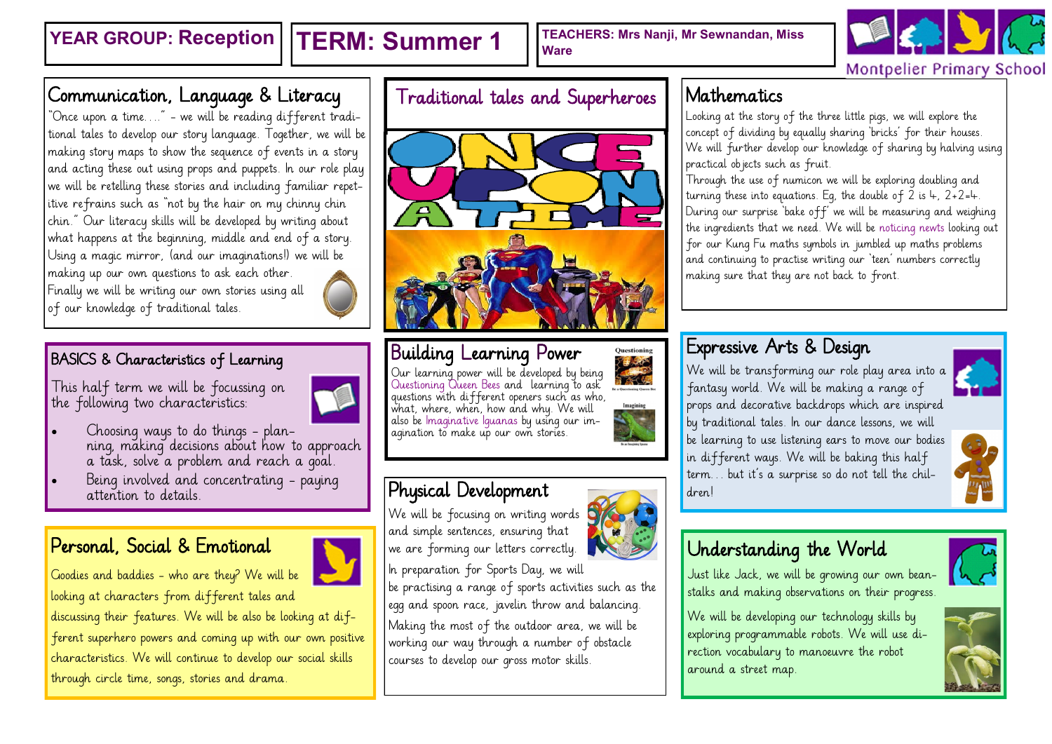**YEAR GROUP: Reception** | **TERM: Summer 1** | **TEACHERS: Mrs Nanji, Mr Sewnandan, Miss Ware**

Montpelier Primary School

## Communication, Language & Literacy

"Once upon a time…." - we will be reading different traditional tales to develop our story language. Together, we will be making story maps to show the sequence of events in a story and acting these out using props and puppets. In our role play we will be retelling these stories and including familiar repetitive refrains such as "not by the hair on my chinny chin chin." Our literacy skills will be developed by writing about what happens at the beginning, middle and end of a story. Using a magic mirror, (and our imaginations!) we will be making up our own questions to ask each other. Finally we will be writing our own stories using all of our knowledge of traditional tales.

## Traditional tales and Superheroes

ONCE UPON A TIME

## Mathematics

Looking at the story of the three little pigs, we will explore the concept of dividing by equally sharing 'bricks' for their houses. We will further develop our knowledge of sharing by halving using practical objects such as fruit.

Through the use of numicon we will be exploring doubling and turning these into equations. Eg, the double of 2 is 4, 2+2=4. During our surprise 'bake off' we will be measuring and weighing the ingredients that we need. We will be noticing newts looking out for our Kung Fu maths symbols in jumbled up maths problems and continuing to practise writing our 'teen' numbers correctly making sure that they are not back to front.

## BASICS & Characteristics of Learning

This half term we will be focussing on the following two characteristics:

- Choosing ways to do things - planning, making decisions about how to approach a task, solve a problem and reach a goal.
- Being involved and concentrating - paying attention to details.

## Building Learning Power

Our learning power will be developed by being Questioning Queen Bees and learning to ask questions with different openers such as who, what, where, when, how and why. We will also be Imaginative Iguanas by using our imagination to make up our own stories.

Questioning — Be a Questioning Queen Bee

Imagining — Be an Imagining Iguana

## Expressive Arts & Design

We will be transforming our role play area into a fantasy world. We will be making a range of props and decorative backdrops which are inspired by traditional tales. In our dance lessons, we will be learning to use listening ears to move our bodies in different ways. We will be baking this half term… but it's a surprise so do not tell the children!

## Personal, Social & Emotional

Goodies and baddies - who are they? We will be looking at characters from different tales and discussing their features. We will be also be looking at different superhero powers and coming up with our own positive characteristics. We will continue to develop our social skills through circle time, songs, stories and drama.

## Physical Development

We will be focusing on writing words and simple sentences, ensuring that we are forming our letters correctly.

In preparation for Sports Day, we will be practising a range of sports activities such as the egg and spoon race, javelin throw and balancing.

Making the most of the outdoor area, we will be working our way through a number of obstacle courses to develop our gross motor skills.

## Understanding the World

Just like Jack, we will be growing our own beanstalks and making observations on their progress.

We will be developing our technology skills by exploring programmable robots. We will use direction vocabulary to manoeuvre the robot around a street map.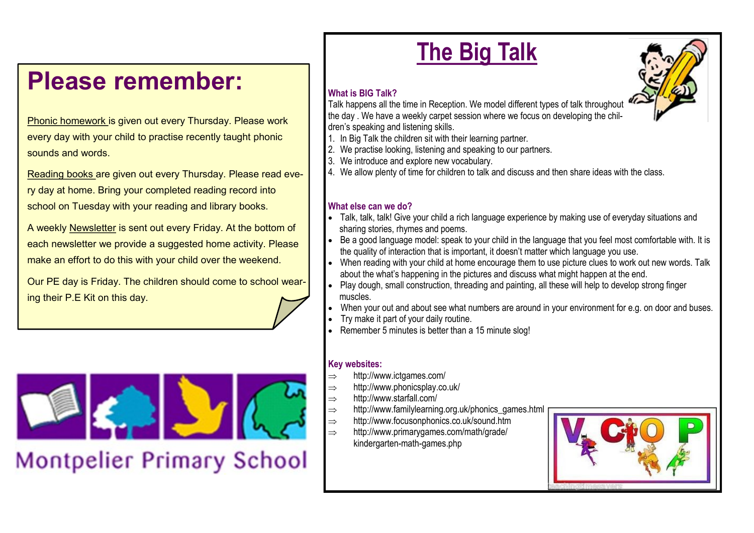# Please remember:

Phonic homework is given out every Thursday. Please work every day with your child to practise recently taught phonic sounds and words.

Reading books are given out every Thursday. Please read every day at home. Bring your completed reading record into school on Tuesday with your reading and library books.

A weekly Newsletter is sent out every Friday. At the bottom of each newsletter we provide a suggested home activity. Please make an effort to do this with your child over the weekend.

Our PE day is Friday. The children should come to school wearing their P.E Kit on this day.

Montpelier Primary School

# The Big Talk

**What is BIG Talk?**

Talk happens all the time in Reception. We model different types of talk throughout the day . We have a weekly carpet session where we focus on developing the children's speaking and listening skills.

1. In Big Talk the children sit with their learning partner.
2. We practise looking, listening and speaking to our partners.
3. We introduce and explore new vocabulary.
4. We allow plenty of time for children to talk and discuss and then share ideas with the class.

**What else can we do?**

- Talk, talk, talk! Give your child a rich language experience by making use of everyday situations and sharing stories, rhymes and poems.
- Be a good language model: speak to your child in the language that you feel most comfortable with. It is the quality of interaction that is important, it doesn't matter which language you use.
- When reading with your child at home encourage them to use picture clues to work out new words. Talk about the what's happening in the pictures and discuss what might happen at the end.
- Play dough, small construction, threading and painting, all these will help to develop strong finger muscles.
- When your out and about see what numbers are around in your environment for e.g. on door and buses.
- Try make it part of your daily routine.
- Remember 5 minutes is better than a 15 minute slog!

**Key websites:**

⇒ http://www.ictgames.com/
⇒ http://www.phonicsplay.co.uk/
⇒ http://www.starfall.com/
⇒ http://www.familylearning.org.uk/phonics_games.html
⇒ http://www.focusonphonics.co.uk/sound.htm
⇒ http://www.primarygames.com/math/grade/kindergarten-math-games.php